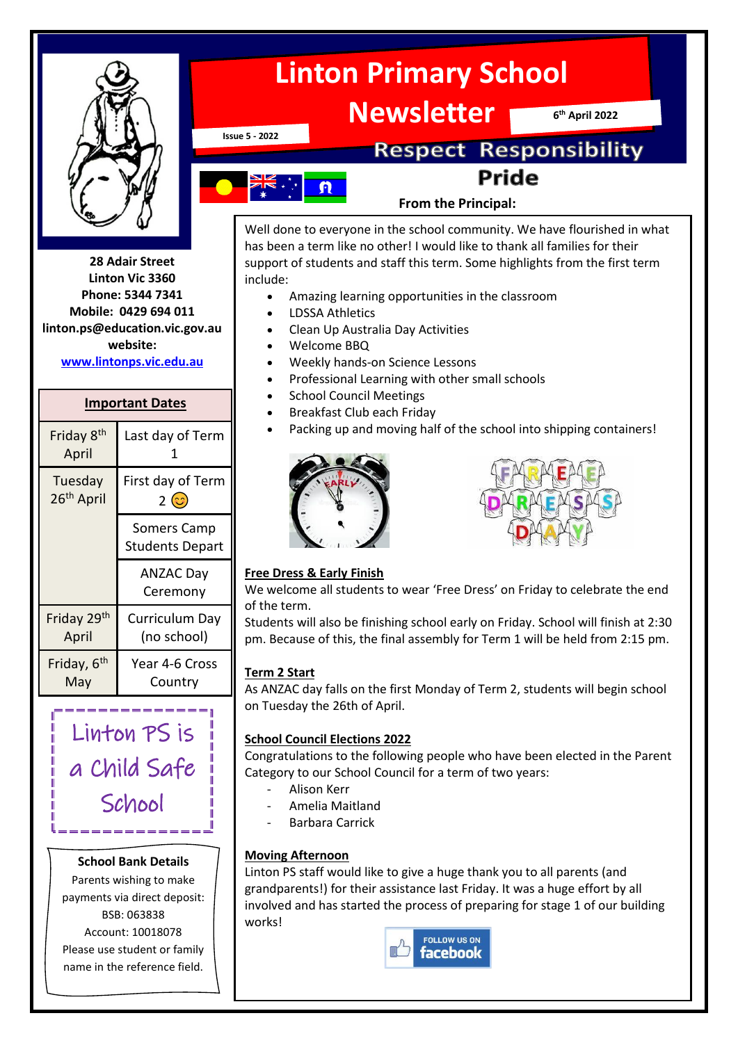# Linton Primary School Newsletter

Issue 5 - 2022

6th April 2022

Respect Responsibility Pride

28 Adair Street
Linton Vic 3360
Phone: 5344 7341
Mobile: 0429 694 011
linton.ps@education.vic.gov.au
website:
www.lintonps.vic.edu.au

| Important Dates | |
|---|---|
| Friday 8th April | Last day of Term 1 |
| Tuesday 26th April | First day of Term 2 😊 |
| | Somers Camp Students Depart |
| | ANZAC Day Ceremony |
| Friday 29th April | Curriculum Day (no school) |
| Friday, 6th May | Year 4-6 Cross Country |

Linton PS is a Child Safe School

**School Bank Details**
Parents wishing to make payments via direct deposit:
BSB: 063838
Account: 10018078
Please use student or family name in the reference field.

## From the Principal:

Well done to everyone in the school community. We have flourished in what has been a term like no other! I would like to thank all families for their support of students and staff this term. Some highlights from the first term include:

- Amazing learning opportunities in the classroom
- LDSSA Athletics
- Clean Up Australia Day Activities
- Welcome BBQ
- Weekly hands-on Science Lessons
- Professional Learning with other small schools
- School Council Meetings
- Breakfast Club each Friday
- Packing up and moving half of the school into shipping containers!

### Free Dress & Early Finish

We welcome all students to wear 'Free Dress' on Friday to celebrate the end of the term.
Students will also be finishing school early on Friday. School will finish at 2:30 pm. Because of this, the final assembly for Term 1 will be held from 2:15 pm.

### Term 2 Start

As ANZAC day falls on the first Monday of Term 2, students will begin school on Tuesday the 26th of April.

### School Council Elections 2022

Congratulations to the following people who have been elected in the Parent Category to our School Council for a term of two years:

- Alison Kerr
- Amelia Maitland
- Barbara Carrick

### Moving Afternoon

Linton PS staff would like to give a huge thank you to all parents (and grandparents!) for their assistance last Friday. It was a huge effort by all involved and has started the process of preparing for stage 1 of our building works!

FOLLOW US ON facebook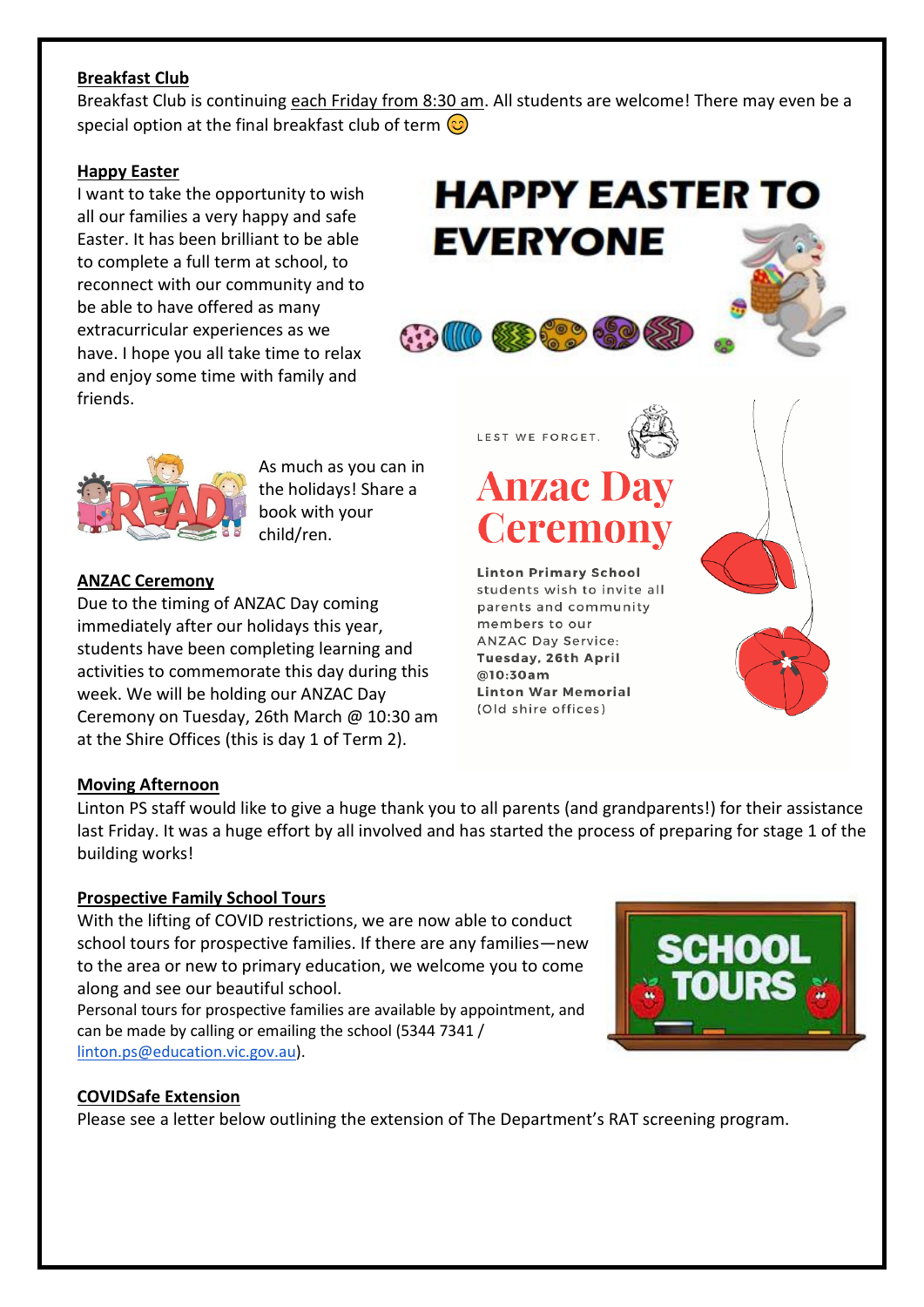**Breakfast Club**

Breakfast Club is continuing each Friday from 8:30 am. All students are welcome! There may even be a special option at the final breakfast club of term 😊

**Happy Easter**

I want to take the opportunity to wish all our families a very happy and safe Easter. It has been brilliant to be able to complete a full term at school, to reconnect with our community and to be able to have offered as many extracurricular experiences as we have. I hope you all take time to relax and enjoy some time with family and friends.

HAPPY EASTER TO EVERYONE

As much as you can in the holidays! Share a book with your child/ren.

**ANZAC Ceremony**

Due to the timing of ANZAC Day coming immediately after our holidays this year, students have been completing learning and activities to commemorate this day during this week. We will be holding our ANZAC Day Ceremony on Tuesday, 26th March @ 10:30 am at the Shire Offices (this is day 1 of Term 2).

LEST WE FORGET.

Anzac Day Ceremony

**Linton Primary School** students wish to invite all parents and community members to our ANZAC Day Service: **Tuesday, 26th April @10:30am** **Linton War Memorial** (Old shire offices)

**Moving Afternoon**

Linton PS staff would like to give a huge thank you to all parents (and grandparents!) for their assistance last Friday. It was a huge effort by all involved and has started the process of preparing for stage 1 of the building works!

**Prospective Family School Tours**

With the lifting of COVID restrictions, we are now able to conduct school tours for prospective families. If there are any families—new to the area or new to primary education, we welcome you to come along and see our beautiful school.

Personal tours for prospective families are available by appointment, and can be made by calling or emailing the school (5344 7341 / linton.ps@education.vic.gov.au).

SCHOOL TOURS

**COVIDSafe Extension**

Please see a letter below outlining the extension of The Department's RAT screening program.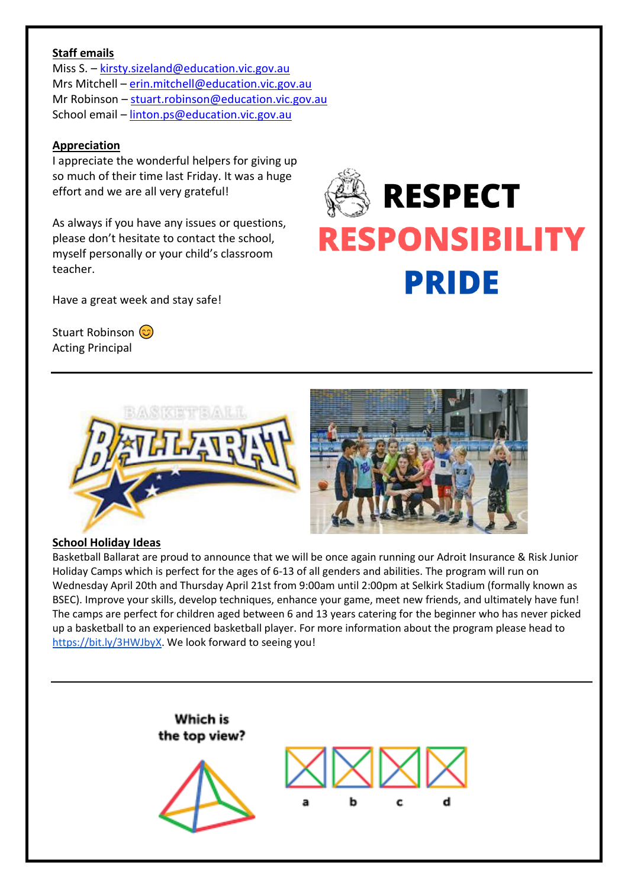**Staff emails**

Miss S. – kirsty.sizeland@education.vic.gov.au
Mrs Mitchell – erin.mitchell@education.vic.gov.au
Mr Robinson – stuart.robinson@education.vic.gov.au
School email – linton.ps@education.vic.gov.au

**Appreciation**

I appreciate the wonderful helpers for giving up so much of their time last Friday. It was a huge effort and we are all very grateful!

As always if you have any issues or questions, please don't hesitate to contact the school, myself personally or your child's classroom teacher.

Have a great week and stay safe!

Stuart Robinson 😊
Acting Principal

**RESPECT**
**RESPONSIBILITY**
**PRIDE**

---

**School Holiday Ideas**

Basketball Ballarat are proud to announce that we will be once again running our Adroit Insurance & Risk Junior Holiday Camps which is perfect for the ages of 6-13 of all genders and abilities. The program will run on Wednesday April 20th and Thursday April 21st from 9:00am until 2:00pm at Selkirk Stadium (formally known as BSEC). Improve your skills, develop techniques, enhance your game, meet new friends, and ultimately have fun! The camps are perfect for children aged between 6 and 13 years catering for the beginner who has never picked up a basketball to an experienced basketball player. For more information about the program please head to https://bit.ly/3HWJbyX. We look forward to seeing you!

---

**Which is the top view?**

a b c d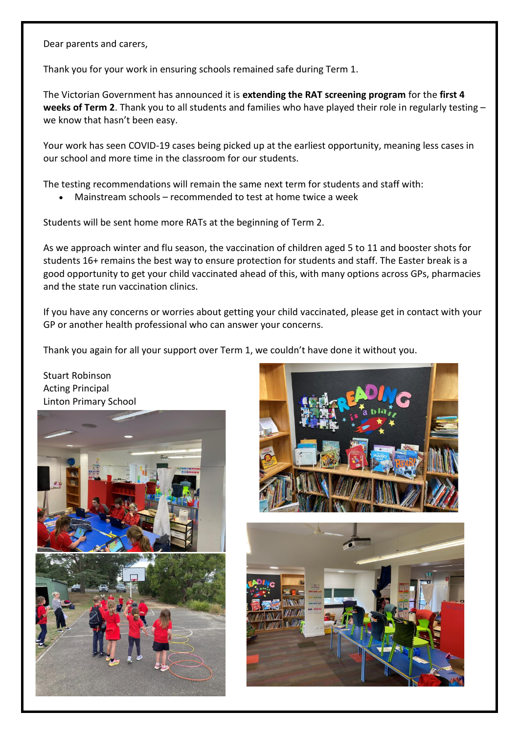Dear parents and carers,

Thank you for your work in ensuring schools remained safe during Term 1.

The Victorian Government has announced it is **extending the RAT screening program** for the **first 4 weeks of Term 2**. Thank you to all students and families who have played their role in regularly testing – we know that hasn't been easy.

Your work has seen COVID-19 cases being picked up at the earliest opportunity, meaning less cases in our school and more time in the classroom for our students.

The testing recommendations will remain the same next term for students and staff with:

- Mainstream schools – recommended to test at home twice a week

Students will be sent home more RATs at the beginning of Term 2.

As we approach winter and flu season, the vaccination of children aged 5 to 11 and booster shots for students 16+ remains the best way to ensure protection for students and staff. The Easter break is a good opportunity to get your child vaccinated ahead of this, with many options across GPs, pharmacies and the state run vaccination clinics.

If you have any concerns or worries about getting your child vaccinated, please get in contact with your GP or another health professional who can answer your concerns.

Thank you again for all your support over Term 1, we couldn't have done it without you.

Stuart Robinson
Acting Principal
Linton Primary School